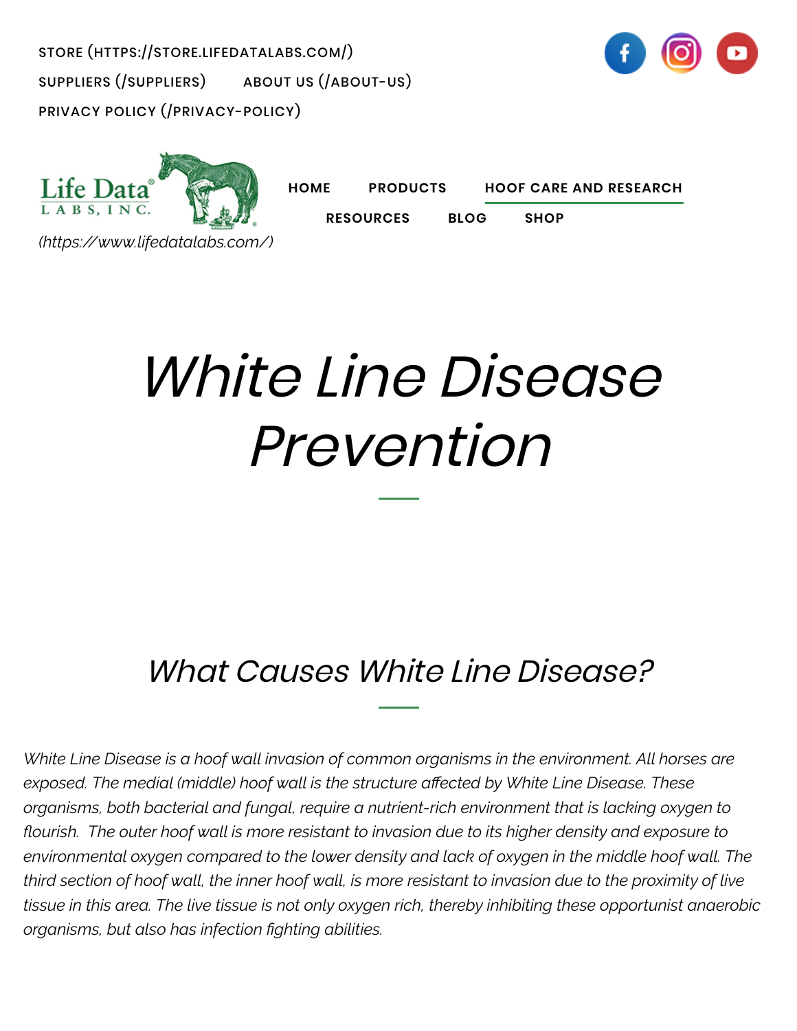STORE (HTTPS://STORE.LIFEDATALABS.COM/)
SUPPLIERS (/SUPPLIERS) ABOUT US (/ABOUT-US)
PRIVACY POLICY (/PRIVACY-POLICY)

Life Data® LABS, INC.
*(https://www.lifedatalabs.com/)*

HOME PRODUCTS HOOF CARE AND RESEARCH
RESOURCES BLOG SHOP

# *White Line Disease Prevention*

## *What Causes White Line Disease?*

*White Line Disease is a hoof wall invasion of common organisms in the environment. All horses are exposed. The medial (middle) hoof wall is the structure affected by White Line Disease. These organisms, both bacterial and fungal, require a nutrient-rich environment that is lacking oxygen to flourish.  The outer hoof wall is more resistant to invasion due to its higher density and exposure to environmental oxygen compared to the lower density and lack of oxygen in the middle hoof wall. The third section of hoof wall, the inner hoof wall, is more resistant to invasion due to the proximity of live tissue in this area. The live tissue is not only oxygen rich, thereby inhibiting these opportunist anaerobic organisms, but also has infection fighting abilities.*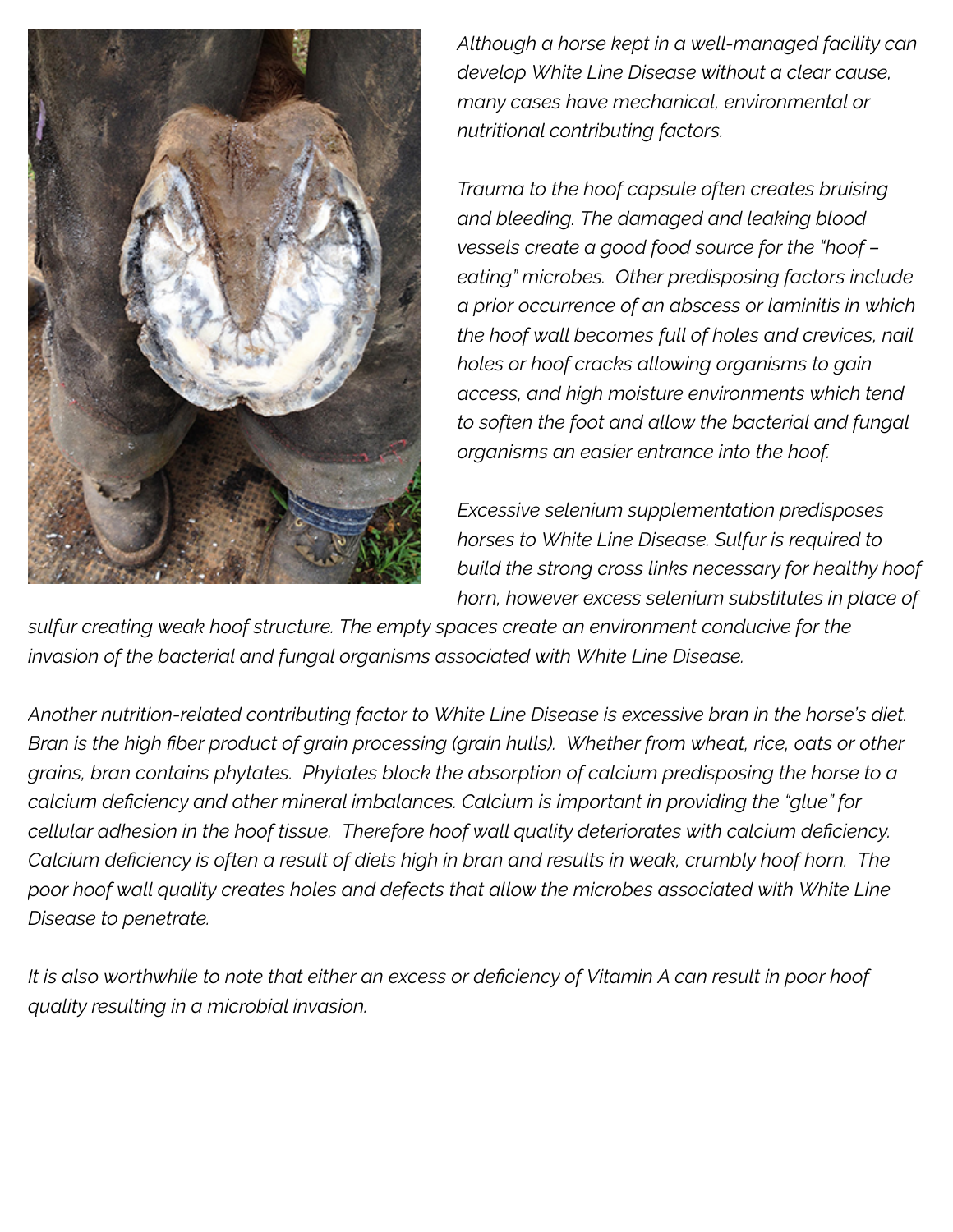*Although a horse kept in a well-managed facility can develop White Line Disease without a clear cause, many cases have mechanical, environmental or nutritional contributing factors.*

*Trauma to the hoof capsule often creates bruising and bleeding. The damaged and leaking blood vessels create a good food source for the "hoof – eating" microbes. Other predisposing factors include a prior occurrence of an abscess or laminitis in which the hoof wall becomes full of holes and crevices, nail holes or hoof cracks allowing organisms to gain access, and high moisture environments which tend to soften the foot and allow the bacterial and fungal organisms an easier entrance into the hoof.*

*Excessive selenium supplementation predisposes horses to White Line Disease. Sulfur is required to build the strong cross links necessary for healthy hoof horn, however excess selenium substitutes in place of sulfur creating weak hoof structure. The empty spaces create an environment conducive for the invasion of the bacterial and fungal organisms associated with White Line Disease.*

*Another nutrition-related contributing factor to White Line Disease is excessive bran in the horse's diet. Bran is the high fiber product of grain processing (grain hulls). Whether from wheat, rice, oats or other grains, bran contains phytates. Phytates block the absorption of calcium predisposing the horse to a calcium deficiency and other mineral imbalances. Calcium is important in providing the "glue" for cellular adhesion in the hoof tissue. Therefore hoof wall quality deteriorates with calcium deficiency. Calcium deficiency is often a result of diets high in bran and results in weak, crumbly hoof horn. The poor hoof wall quality creates holes and defects that allow the microbes associated with White Line Disease to penetrate.*

*It is also worthwhile to note that either an excess or deficiency of Vitamin A can result in poor hoof quality resulting in a microbial invasion.*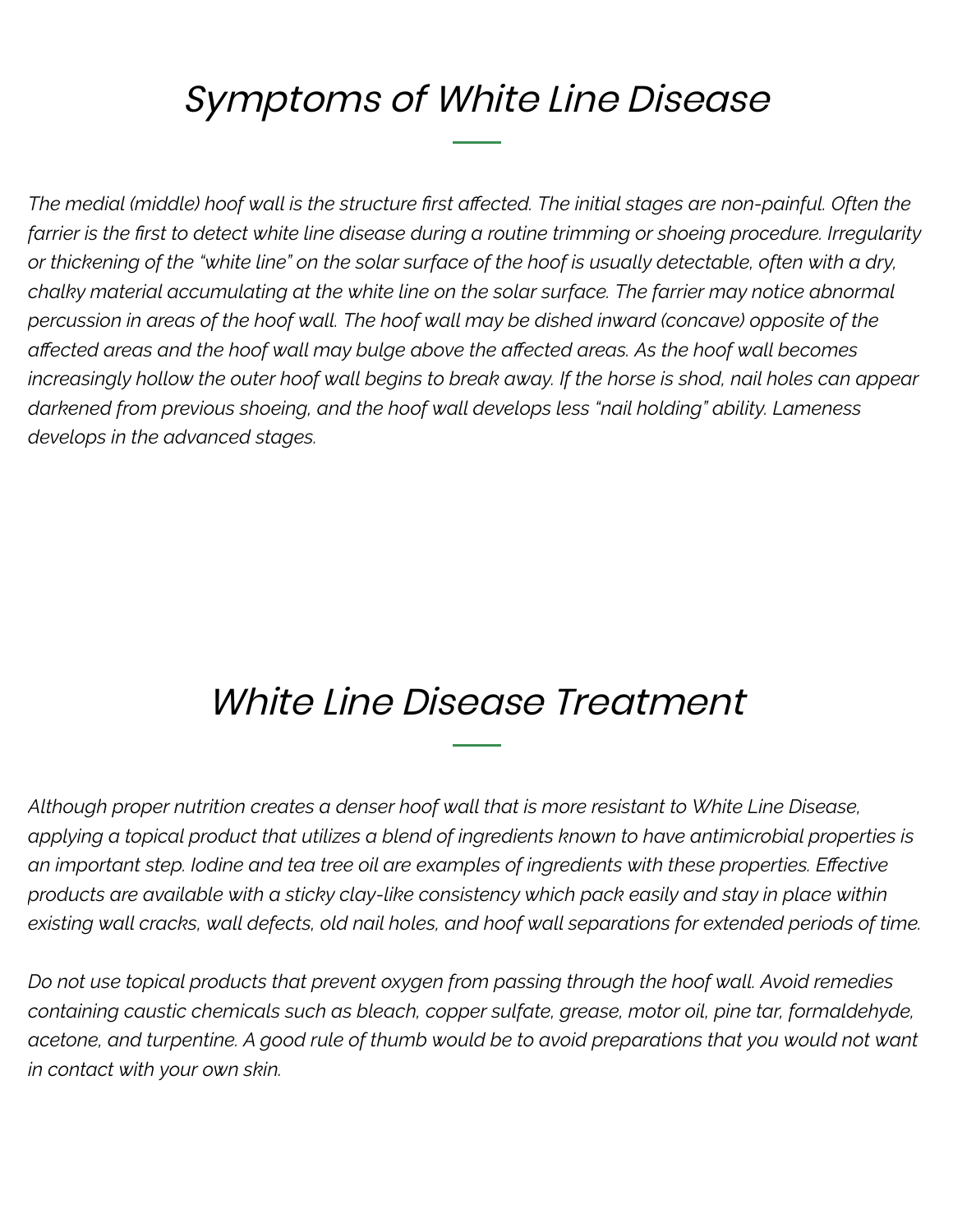## *Symptoms of White Line Disease*

*The medial (middle) hoof wall is the structure first affected. The initial stages are non-painful. Often the farrier is the first to detect white line disease during a routine trimming or shoeing procedure. Irregularity or thickening of the "white line" on the solar surface of the hoof is usually detectable, often with a dry, chalky material accumulating at the white line on the solar surface. The farrier may notice abnormal percussion in areas of the hoof wall. The hoof wall may be dished inward (concave) opposite of the affected areas and the hoof wall may bulge above the affected areas. As the hoof wall becomes increasingly hollow the outer hoof wall begins to break away. If the horse is shod, nail holes can appear darkened from previous shoeing, and the hoof wall develops less "nail holding" ability. Lameness develops in the advanced stages.*

## *White Line Disease Treatment*

*Although proper nutrition creates a denser hoof wall that is more resistant to White Line Disease, applying a topical product that utilizes a blend of ingredients known to have antimicrobial properties is an important step. Iodine and tea tree oil are examples of ingredients with these properties. Effective products are available with a sticky clay-like consistency which pack easily and stay in place within existing wall cracks, wall defects, old nail holes, and hoof wall separations for extended periods of time.*

*Do not use topical products that prevent oxygen from passing through the hoof wall. Avoid remedies containing caustic chemicals such as bleach, copper sulfate, grease, motor oil, pine tar, formaldehyde, acetone, and turpentine. A good rule of thumb would be to avoid preparations that you would not want in contact with your own skin.*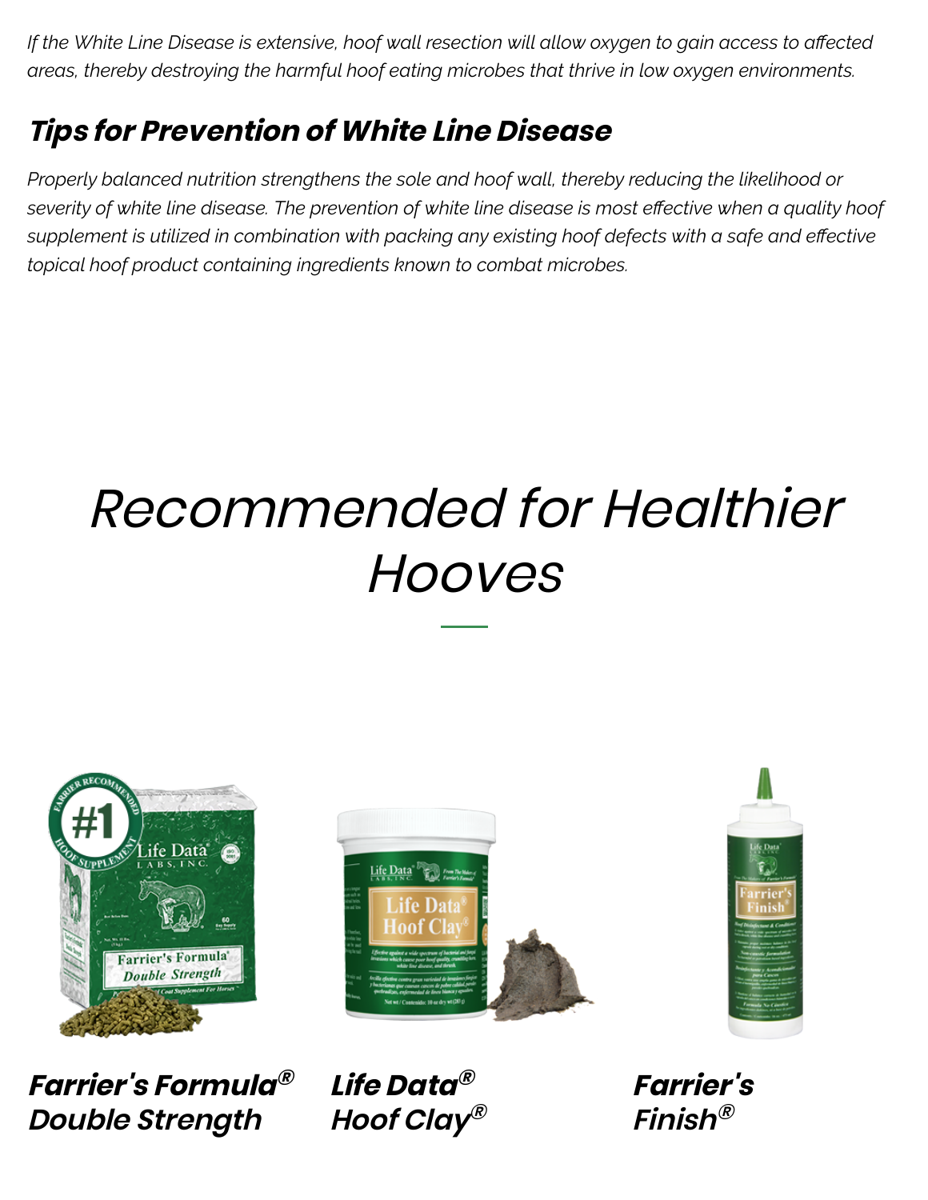*If the White Line Disease is extensive, hoof wall resection will allow oxygen to gain access to affected areas, thereby destroying the harmful hoof eating microbes that thrive in low oxygen environments.*

## ***Tips for Prevention of White Line Disease***

*Properly balanced nutrition strengthens the sole and hoof wall, thereby reducing the likelihood or severity of white line disease. The prevention of white line disease is most effective when a quality hoof supplement is utilized in combination with packing any existing hoof defects with a safe and effective topical hoof product containing ingredients known to combat microbes.*

# *Recommended for Healthier Hooves*

***Farrier's Formula® Double Strength***

***Life Data® Hoof Clay®***

***Farrier's Finish®***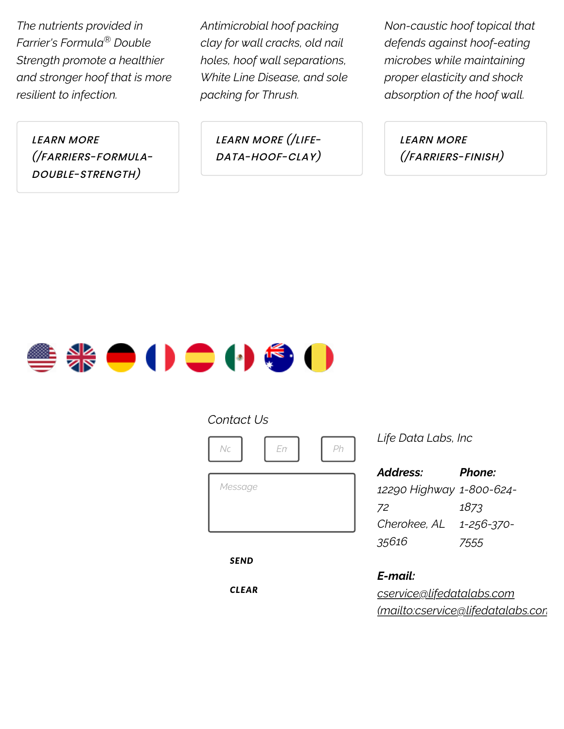*The nutrients provided in Farrier's Formula® Double Strength promote a healthier and stronger hoof that is more resilient to infection.*

*LEARN MORE (/FARRIERS-FORMULA-DOUBLE-STRENGTH)*

*Antimicrobial hoof packing clay for wall cracks, old nail holes, hoof wall separations, White Line Disease, and sole packing for Thrush.*

*LEARN MORE (/LIFE-DATA-HOOF-CLAY)*

*Non-caustic hoof topical that defends against hoof-eating microbes while maintaining proper elasticity and shock absorption of the hoof wall.*

*LEARN MORE (/FARRIERS-FINISH)*

*Contact Us*

Nc

En

Ph

Message

SEND

CLEAR

*Life Data Labs, Inc*

***Address:***
*12290 Highway 72*
*Cherokee, AL 35616*

***Phone:***
*1-800-624-1873*
*1-256-370-7555*

***E-mail:***
*cservice@lifedatalabs.com (mailto:cservice@lifedatalabs.com*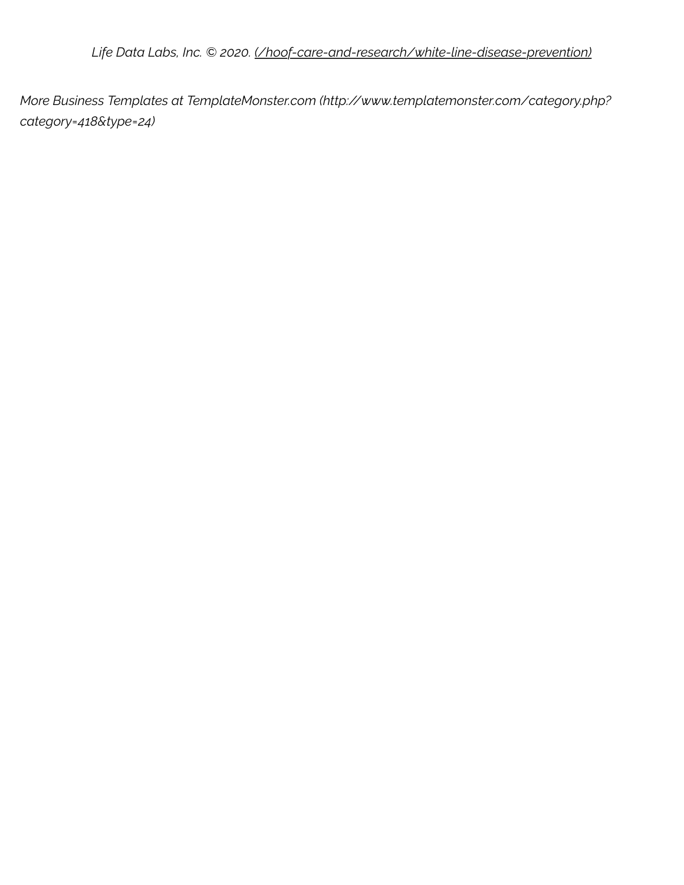*Life Data Labs, Inc. © 2020. [(/hoof-care-and-research/white-line-disease-prevention)](/hoof-care-and-research/white-line-disease-prevention)*

*More Business Templates at TemplateMonster.com (http://www.templatemonster.com/category.php?category=418&type=24)*